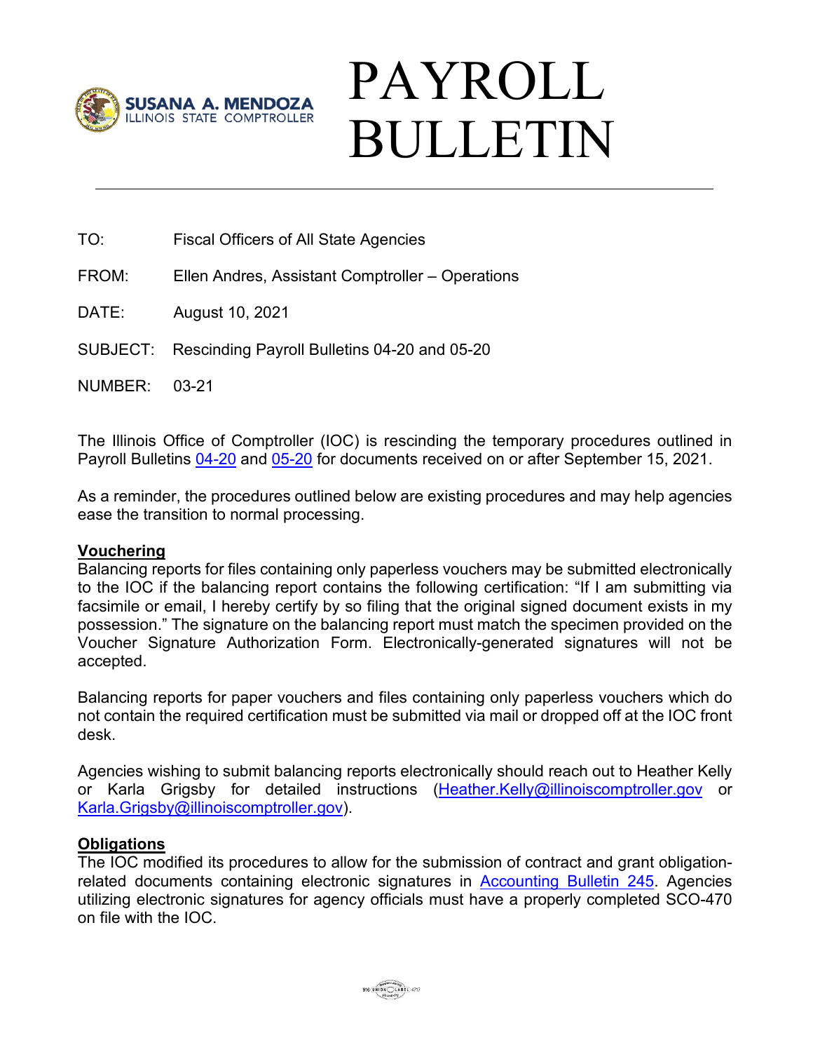SUSANA A. MENDOZA
ILLINOIS STATE COMPTROLLER

# PAYROLL BULLETIN

TO: Fiscal Officers of All State Agencies

FROM: Ellen Andres, Assistant Comptroller – Operations

DATE: August 10, 2021

SUBJECT: Rescinding Payroll Bulletins 04-20 and 05-20

NUMBER: 03-21

The Illinois Office of Comptroller (IOC) is rescinding the temporary procedures outlined in Payroll Bulletins 04-20 and 05-20 for documents received on or after September 15, 2021.

As a reminder, the procedures outlined below are existing procedures and may help agencies ease the transition to normal processing.

**Vouchering**

Balancing reports for files containing only paperless vouchers may be submitted electronically to the IOC if the balancing report contains the following certification: "If I am submitting via facsimile or email, I hereby certify by so filing that the original signed document exists in my possession." The signature on the balancing report must match the specimen provided on the Voucher Signature Authorization Form. Electronically-generated signatures will not be accepted.

Balancing reports for paper vouchers and files containing only paperless vouchers which do not contain the required certification must be submitted via mail or dropped off at the IOC front desk.

Agencies wishing to submit balancing reports electronically should reach out to Heather Kelly or Karla Grigsby for detailed instructions (Heather.Kelly@illinoiscomptroller.gov or Karla.Grigsby@illinoiscomptroller.gov).

**Obligations**

The IOC modified its procedures to allow for the submission of contract and grant obligation-related documents containing electronic signatures in Accounting Bulletin 245. Agencies utilizing electronic signatures for agency officials must have a properly completed SCO-470 on file with the IOC.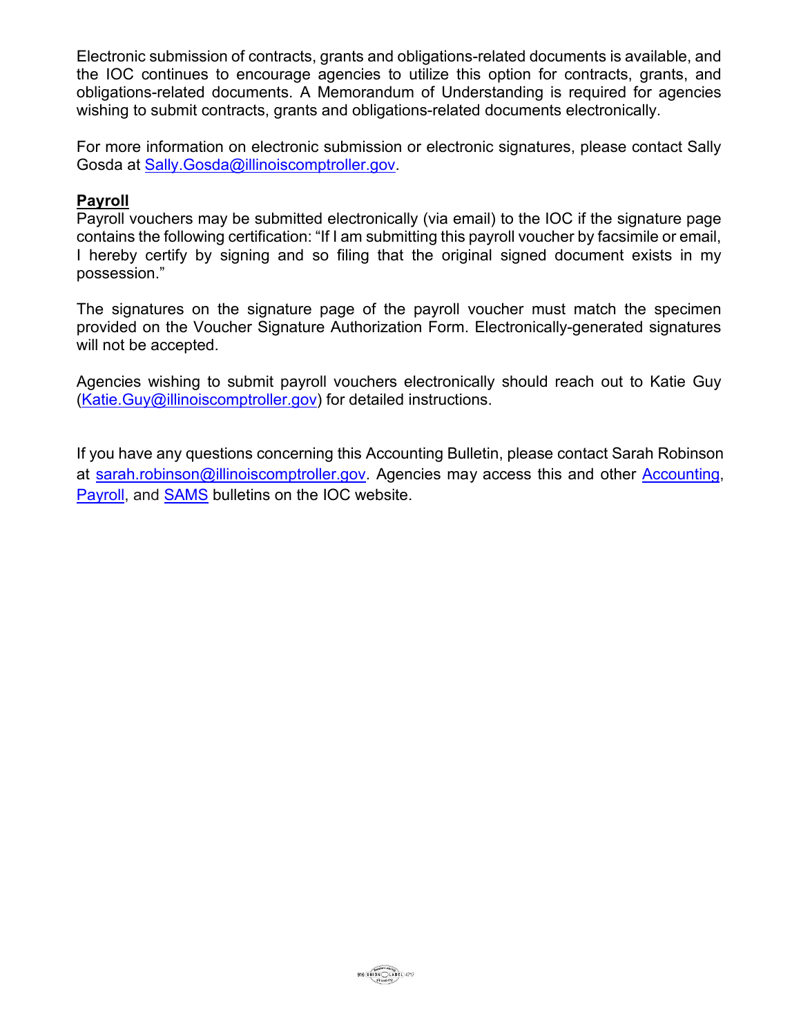Electronic submission of contracts, grants and obligations-related documents is available, and the IOC continues to encourage agencies to utilize this option for contracts, grants, and obligations-related documents. A Memorandum of Understanding is required for agencies wishing to submit contracts, grants and obligations-related documents electronically.

For more information on electronic submission or electronic signatures, please contact Sally Gosda at Sally.Gosda@illinoiscomptroller.gov.

**Payroll**

Payroll vouchers may be submitted electronically (via email) to the IOC if the signature page contains the following certification: "If I am submitting this payroll voucher by facsimile or email, I hereby certify by signing and so filing that the original signed document exists in my possession."

The signatures on the signature page of the payroll voucher must match the specimen provided on the Voucher Signature Authorization Form. Electronically-generated signatures will not be accepted.

Agencies wishing to submit payroll vouchers electronically should reach out to Katie Guy (Katie.Guy@illinoiscomptroller.gov) for detailed instructions.

If you have any questions concerning this Accounting Bulletin, please contact Sarah Robinson at sarah.robinson@illinoiscomptroller.gov. Agencies may access this and other Accounting, Payroll, and SAMS bulletins on the IOC website.